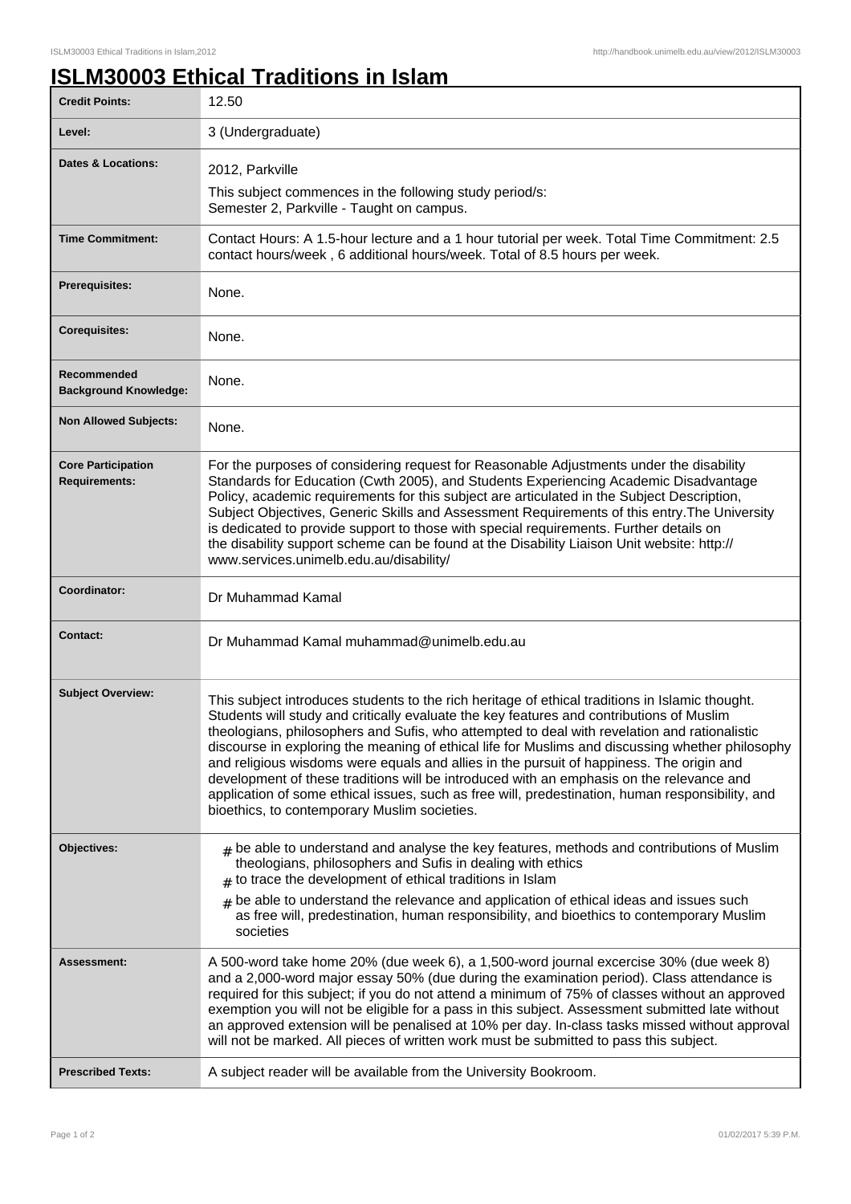# ISLM30003 Ethical Traditions in Islam

| Credit Points: | 12.50 |
| --- | --- |
| Level: | 3 (Undergraduate) |
| Dates & Locations: | 2012, Parkville<br>This subject commences in the following study period/s:<br>Semester 2, Parkville - Taught on campus. |
| Time Commitment: | Contact Hours: A 1.5-hour lecture and a 1 hour tutorial per week. Total Time Commitment: 2.5 contact hours/week , 6 additional hours/week. Total of 8.5 hours per week. |
| Prerequisites: | None. |
| Corequisites: | None. |
| Recommended Background Knowledge: | None. |
| Non Allowed Subjects: | None. |
| Core Participation Requirements: | For the purposes of considering request for Reasonable Adjustments under the disability Standards for Education (Cwth 2005), and Students Experiencing Academic Disadvantage Policy, academic requirements for this subject are articulated in the Subject Description, Subject Objectives, Generic Skills and Assessment Requirements of this entry.The University is dedicated to provide support to those with special requirements. Further details on the disability support scheme can be found at the Disability Liaison Unit website: http://www.services.unimelb.edu.au/disability/ |
| Coordinator: | Dr Muhammad Kamal |
| Contact: | Dr Muhammad Kamal muhammad@unimelb.edu.au |
| Subject Overview: | This subject introduces students to the rich heritage of ethical traditions in Islamic thought. Students will study and critically evaluate the key features and contributions of Muslim theologians, philosophers and Sufis, who attempted to deal with revelation and rationalistic discourse in exploring the meaning of ethical life for Muslims and discussing whether philosophy and religious wisdoms were equals and allies in the pursuit of happiness. The origin and development of these traditions will be introduced with an emphasis on the relevance and application of some ethical issues, such as free will, predestination, human responsibility, and bioethics, to contemporary Muslim societies. |
| Objectives: | # be able to understand and analyse the key features, methods and contributions of Muslim theologians, philosophers and Sufis in dealing with ethics<br># to trace the development of ethical traditions in Islam<br># be able to understand the relevance and application of ethical ideas and issues such as free will, predestination, human responsibility, and bioethics to contemporary Muslim societies |
| Assessment: | A 500-word take home 20% (due week 6), a 1,500-word journal excercise 30% (due week 8) and a 2,000-word major essay 50% (due during the examination period). Class attendance is required for this subject; if you do not attend a minimum of 75% of classes without an approved exemption you will not be eligible for a pass in this subject. Assessment submitted late without an approved extension will be penalised at 10% per day. In-class tasks missed without approval will not be marked. All pieces of written work must be submitted to pass this subject. |
| Prescribed Texts: | A subject reader will be available from the University Bookroom. |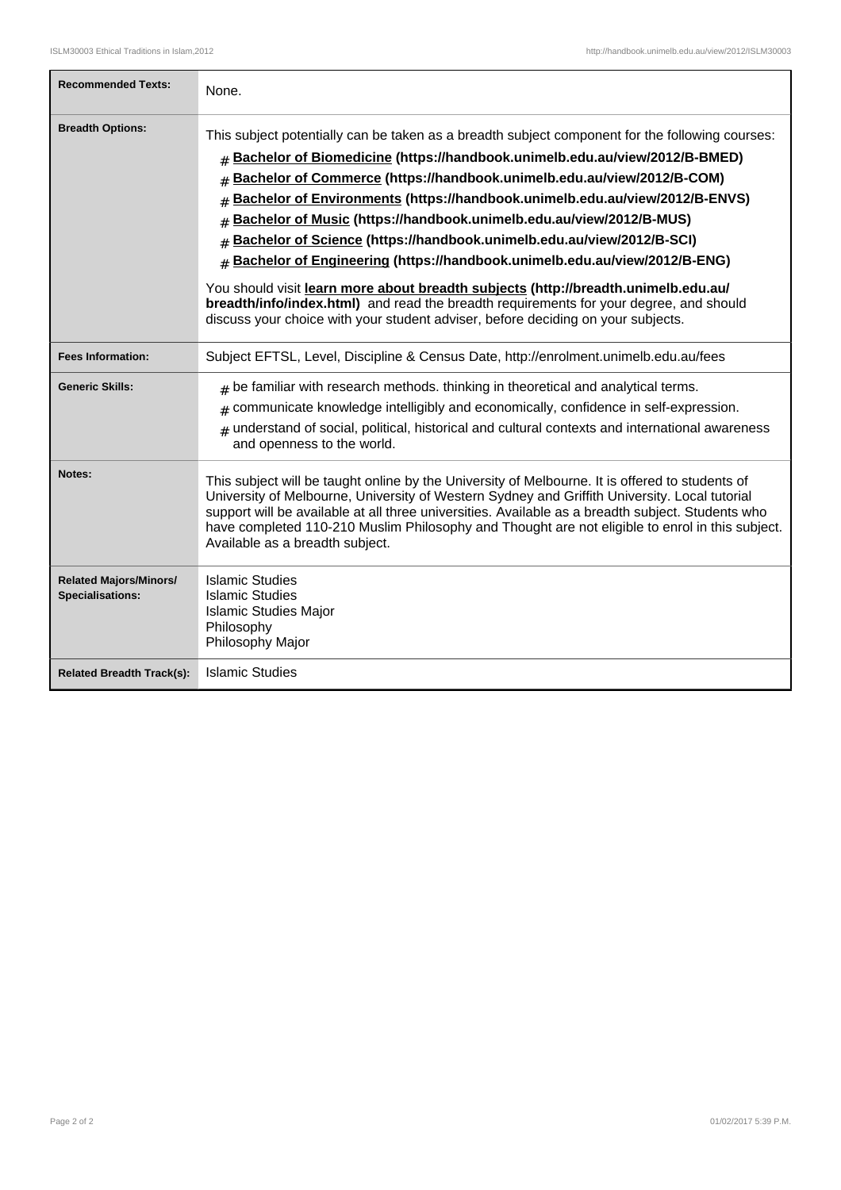| | |
|---|---|
| **Recommended Texts:** | None. |
| **Breadth Options:** | This subject potentially can be taken as a breadth subject component for the following courses:<br># **Bachelor of Biomedicine (https://handbook.unimelb.edu.au/view/2012/B-BMED)**<br># **Bachelor of Commerce (https://handbook.unimelb.edu.au/view/2012/B-COM)**<br># **Bachelor of Environments (https://handbook.unimelb.edu.au/view/2012/B-ENVS)**<br># **Bachelor of Music (https://handbook.unimelb.edu.au/view/2012/B-MUS)**<br># **Bachelor of Science (https://handbook.unimelb.edu.au/view/2012/B-SCI)**<br># **Bachelor of Engineering (https://handbook.unimelb.edu.au/view/2012/B-ENG)**<br>You should visit **learn more about breadth subjects (http://breadth.unimelb.edu.au/breadth/info/index.html)** and read the breadth requirements for your degree, and should discuss your choice with your student adviser, before deciding on your subjects. |
| **Fees Information:** | Subject EFTSL, Level, Discipline & Census Date, http://enrolment.unimelb.edu.au/fees |
| **Generic Skills:** | # be familiar with research methods. thinking in theoretical and analytical terms.<br># communicate knowledge intelligibly and economically, confidence in self-expression.<br># understand of social, political, historical and cultural contexts and international awareness and openness to the world. |
| **Notes:** | This subject will be taught online by the University of Melbourne. It is offered to students of University of Melbourne, University of Western Sydney and Griffith University. Local tutorial support will be available at all three universities. Available as a breadth subject. Students who have completed 110-210 Muslim Philosophy and Thought are not eligible to enrol in this subject. Available as a breadth subject. |
| **Related Majors/Minors/ Specialisations:** | Islamic Studies<br>Islamic Studies<br>Islamic Studies Major<br>Philosophy<br>Philosophy Major |
| **Related Breadth Track(s):** | Islamic Studies |